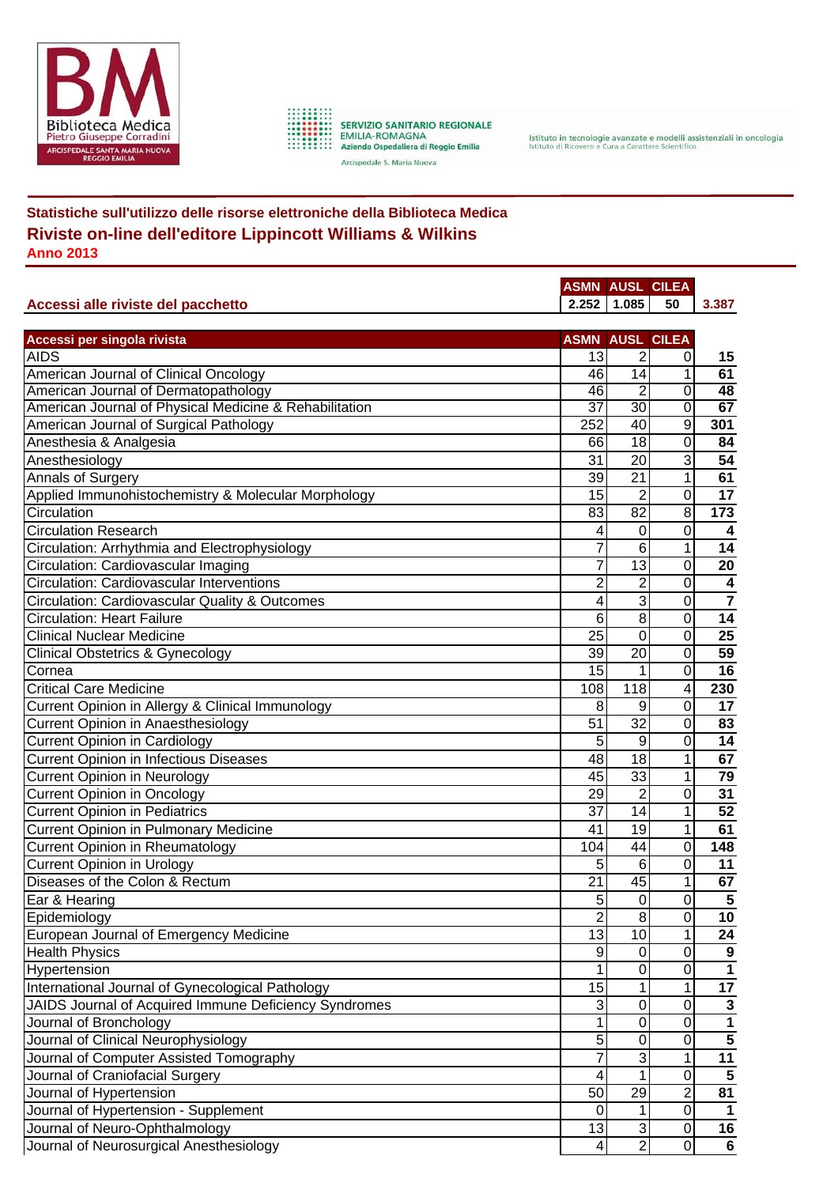Biblioteca Medica Pietro Giuseppe Corradini – Arcispedale Santa Maria Nuova Reggio Emilia

SERVIZIO SANITARIO REGIONALE EMILIA-ROMAGNA
Azienda Ospedaliera di Reggio Emilia
Arcispedale S. Maria Nuova

Istituto in tecnologie avanzate e modelli assistenziali in oncologia
Istituto di Ricovero e Cura a Carattere Scientifico

### Statistiche sull'utilizzo delle risorse elettroniche della Biblioteca Medica

## Riviste on-line dell'editore Lippincott Williams & Wilkins

**Anno 2013**

| | ASMN | AUSL | CILEA | |
|---|---|---|---|---|
| **Accessi alle riviste del pacchetto** | 2.252 | 1.085 | 50 | 3.387 |

| Accessi per singola rivista | ASMN | AUSL | CILEA | |
|---|---|---|---|---|
| AIDS | 13 | 2 | 0 | **15** |
| American Journal of Clinical Oncology | 46 | 14 | 1 | **61** |
| American Journal of Dermatopathology | 46 | 2 | 0 | **48** |
| American Journal of Physical Medicine & Rehabilitation | 37 | 30 | 0 | **67** |
| American Journal of Surgical Pathology | 252 | 40 | 9 | **301** |
| Anesthesia & Analgesia | 66 | 18 | 0 | **84** |
| Anesthesiology | 31 | 20 | 3 | **54** |
| Annals of Surgery | 39 | 21 | 1 | **61** |
| Applied Immunohistochemistry & Molecular Morphology | 15 | 2 | 0 | **17** |
| Circulation | 83 | 82 | 8 | **173** |
| Circulation Research | 4 | 0 | 0 | **4** |
| Circulation: Arrhythmia and Electrophysiology | 7 | 6 | 1 | **14** |
| Circulation: Cardiovascular Imaging | 7 | 13 | 0 | **20** |
| Circulation: Cardiovascular Interventions | 2 | 2 | 0 | **4** |
| Circulation: Cardiovascular Quality & Outcomes | 4 | 3 | 0 | **7** |
| Circulation: Heart Failure | 6 | 8 | 0 | **14** |
| Clinical Nuclear Medicine | 25 | 0 | 0 | **25** |
| Clinical Obstetrics & Gynecology | 39 | 20 | 0 | **59** |
| Cornea | 15 | 1 | 0 | **16** |
| Critical Care Medicine | 108 | 118 | 4 | **230** |
| Current Opinion in Allergy & Clinical Immunology | 8 | 9 | 0 | **17** |
| Current Opinion in Anaesthesiology | 51 | 32 | 0 | **83** |
| Current Opinion in Cardiology | 5 | 9 | 0 | **14** |
| Current Opinion in Infectious Diseases | 48 | 18 | 1 | **67** |
| Current Opinion in Neurology | 45 | 33 | 1 | **79** |
| Current Opinion in Oncology | 29 | 2 | 0 | **31** |
| Current Opinion in Pediatrics | 37 | 14 | 1 | **52** |
| Current Opinion in Pulmonary Medicine | 41 | 19 | 1 | **61** |
| Current Opinion in Rheumatology | 104 | 44 | 0 | **148** |
| Current Opinion in Urology | 5 | 6 | 0 | **11** |
| Diseases of the Colon & Rectum | 21 | 45 | 1 | **67** |
| Ear & Hearing | 5 | 0 | 0 | **5** |
| Epidemiology | 2 | 8 | 0 | **10** |
| European Journal of Emergency Medicine | 13 | 10 | 1 | **24** |
| Health Physics | 9 | 0 | 0 | **9** |
| Hypertension | 1 | 0 | 0 | **1** |
| International Journal of Gynecological Pathology | 15 | 1 | 1 | **17** |
| JAIDS Journal of Acquired Immune Deficiency Syndromes | 3 | 0 | 0 | **3** |
| Journal of Bronchology | 1 | 0 | 0 | **1** |
| Journal of Clinical Neurophysiology | 5 | 0 | 0 | **5** |
| Journal of Computer Assisted Tomography | 7 | 3 | 1 | **11** |
| Journal of Craniofacial Surgery | 4 | 1 | 0 | **5** |
| Journal of Hypertension | 50 | 29 | 2 | **81** |
| Journal of Hypertension - Supplement | 0 | 1 | 0 | **1** |
| Journal of Neuro-Ophthalmology | 13 | 3 | 0 | **16** |
| Journal of Neurosurgical Anesthesiology | 4 | 2 | 0 | **6** |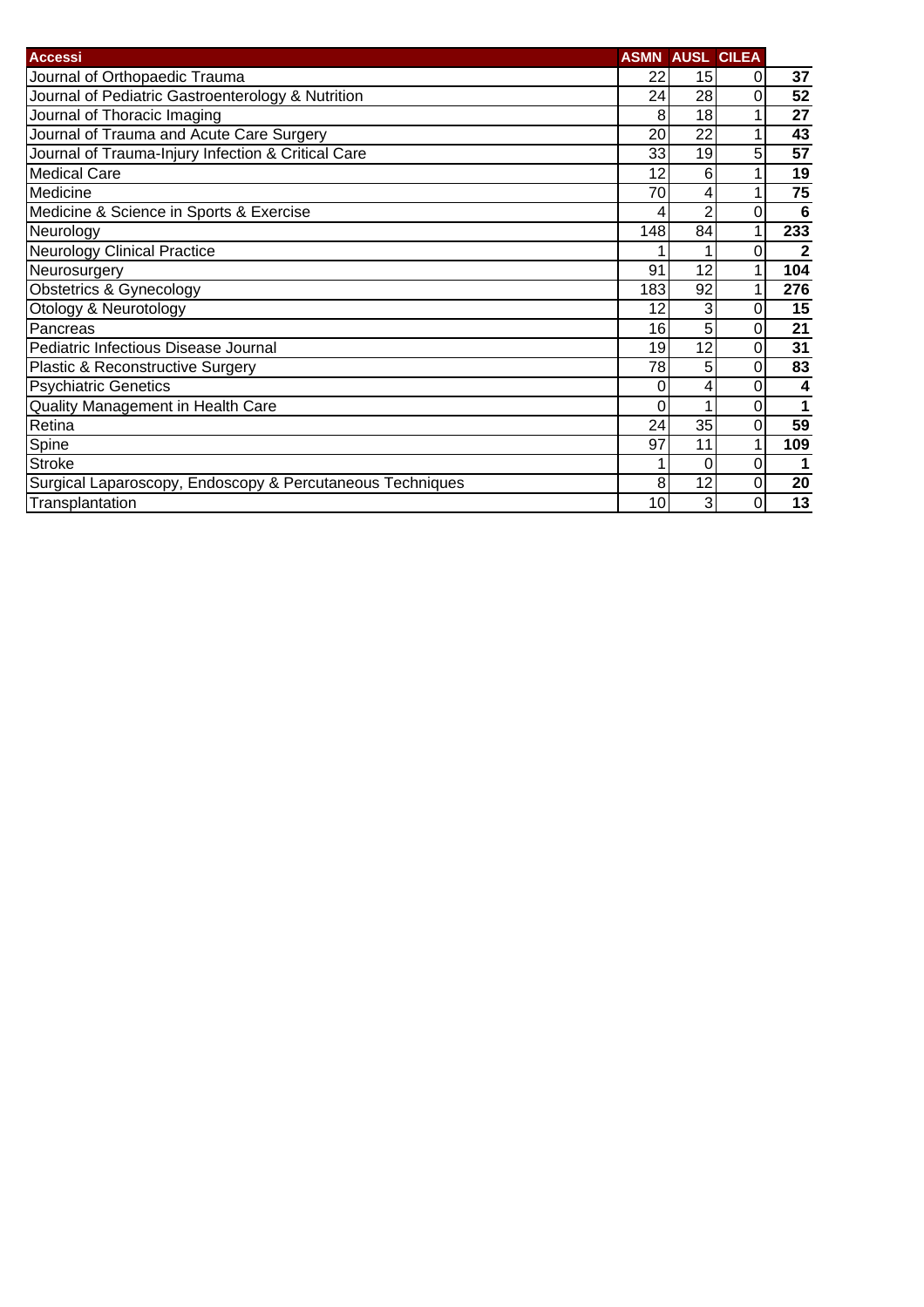| Accessi | ASMN | AUSL | CILEA | |
|---|---|---|---|---|
| Journal of Orthopaedic Trauma | 22 | 15 | 0 | **37** |
| Journal of Pediatric Gastroenterology & Nutrition | 24 | 28 | 0 | **52** |
| Journal of Thoracic Imaging | 8 | 18 | 1 | **27** |
| Journal of Trauma and Acute Care Surgery | 20 | 22 | 1 | **43** |
| Journal of Trauma-Injury Infection & Critical Care | 33 | 19 | 5 | **57** |
| Medical Care | 12 | 6 | 1 | **19** |
| Medicine | 70 | 4 | 1 | **75** |
| Medicine & Science in Sports & Exercise | 4 | 2 | 0 | **6** |
| Neurology | 148 | 84 | 1 | **233** |
| Neurology Clinical Practice | 1 | 1 | 0 | **2** |
| Neurosurgery | 91 | 12 | 1 | **104** |
| Obstetrics & Gynecology | 183 | 92 | 1 | **276** |
| Otology & Neurotology | 12 | 3 | 0 | **15** |
| Pancreas | 16 | 5 | 0 | **21** |
| Pediatric Infectious Disease Journal | 19 | 12 | 0 | **31** |
| Plastic & Reconstructive Surgery | 78 | 5 | 0 | **83** |
| Psychiatric Genetics | 0 | 4 | 0 | **4** |
| Quality Management in Health Care | 0 | 1 | 0 | **1** |
| Retina | 24 | 35 | 0 | **59** |
| Spine | 97 | 11 | 1 | **109** |
| Stroke | 1 | 0 | 0 | **1** |
| Surgical Laparoscopy, Endoscopy & Percutaneous Techniques | 8 | 12 | 0 | **20** |
| Transplantation | 10 | 3 | 0 | **13** |